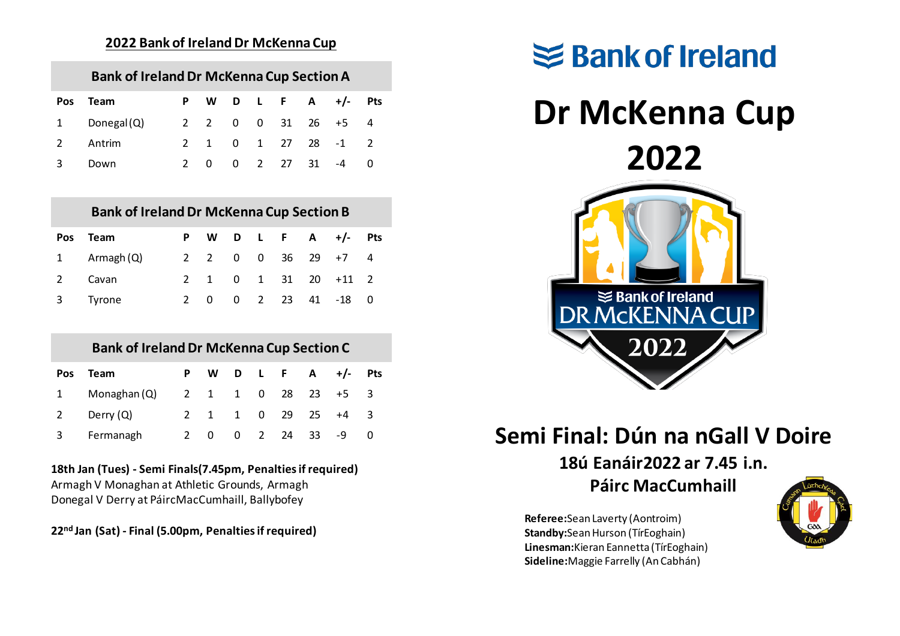## 2022 Bank of Ireland Dr McKenna Cup

### Bank of Ireland Dr McKenna Cup Section A

| Pos | Team | P | W | D | L | F | A | +/- | Pts |
|---|---|---|---|---|---|---|---|---|---|
| 1 | Donegal (Q) | 2 | 2 | 0 | 0 | 31 | 26 | +5 | 4 |
| 2 | Antrim | 2 | 1 | 0 | 1 | 27 | 28 | -1 | 2 |
| 3 | Down | 2 | 0 | 0 | 2 | 27 | 31 | -4 | 0 |

### Bank of Ireland Dr McKenna Cup Section B

| Pos | Team | P | W | D | L | F | A | +/- | Pts |
|---|---|---|---|---|---|---|---|---|---|
| 1 | Armagh (Q) | 2 | 2 | 0 | 0 | 36 | 29 | +7 | 4 |
| 2 | Cavan | 2 | 1 | 0 | 1 | 31 | 20 | +11 | 2 |
| 3 | Tyrone | 2 | 0 | 0 | 2 | 23 | 41 | -18 | 0 |

### Bank of Ireland Dr McKenna Cup Section C

| Pos | Team | P | W | D | L | F | A | +/- | Pts |
|---|---|---|---|---|---|---|---|---|---|
| 1 | Monaghan (Q) | 2 | 1 | 1 | 0 | 28 | 23 | +5 | 3 |
| 2 | Derry (Q) | 2 | 1 | 1 | 0 | 29 | 25 | +4 | 3 |
| 3 | Fermanagh | 2 | 0 | 0 | 2 | 24 | 33 | -9 | 0 |

**18th Jan (Tues) - Semi Finals(7.45pm, Penalties if required)**
Armagh V Monaghan at Athletic Grounds, Armagh
Donegal V Derry at PáircMacCumhaill, Ballybofey

**22nd Jan (Sat) - Final (5.00pm, Penalties if required)**

Bank of Ireland

# Dr McKenna Cup 2022

## Semi Final: Dún na nGall V Doire

### 18ú Eanáir2022 ar 7.45 i.n.

### Páirc MacCumhaill

**Referee:**Sean Laverty (Aontroim)
**Standby:**Sean Hurson (TírEoghain)
**Linesman:**Kieran Eannetta (TírEoghain)
**Sideline:**Maggie Farrelly (An Cabhán)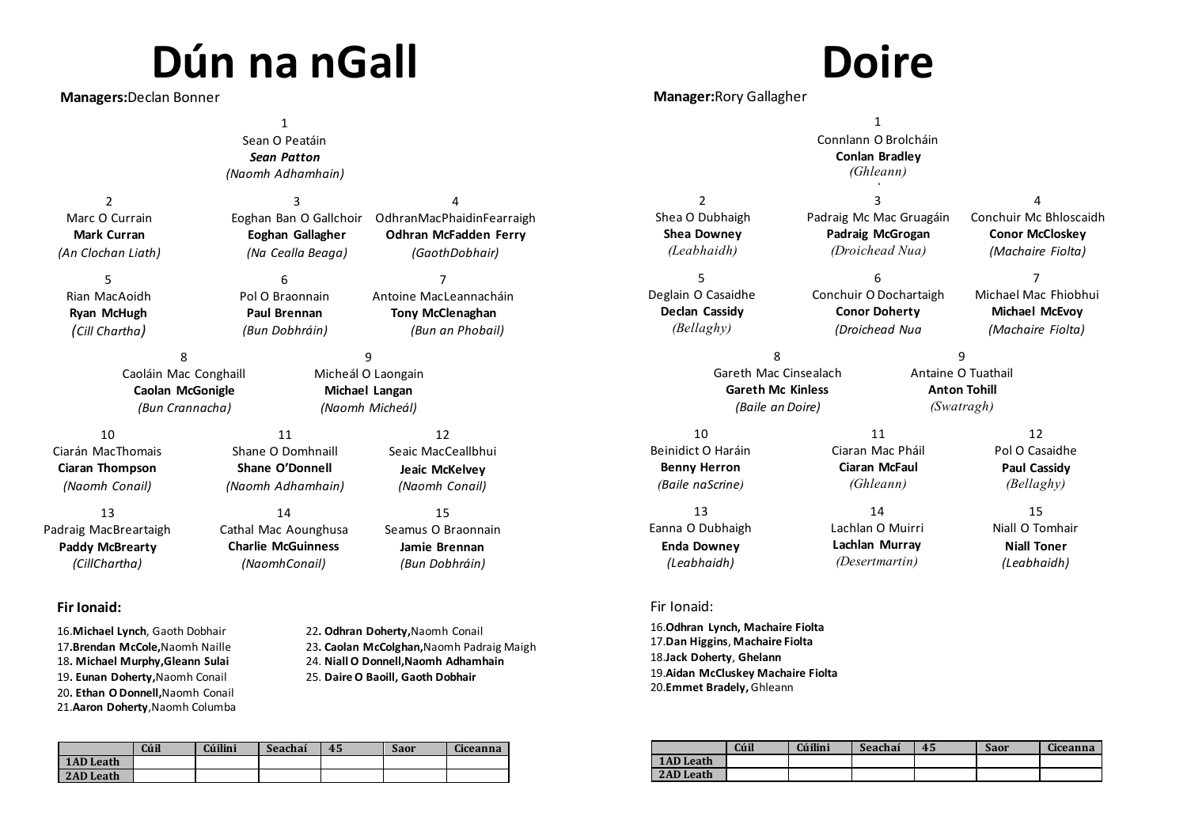# Dún na nGall

**Managers:**Declan Bonner

1
Sean O Peatáin
***Sean Patton***
*(Naomh Adhamhain)*

2
Marc O Currain
**Mark Curran**
*(An Clochan Liath)*

3
Eoghan Ban O Gallchoir
**Eoghan Gallagher**
*(Na Cealla Beaga)*

4
OdhranMacPhaidinFearraigh
**Odhran McFadden Ferry**
*(GaothDobhair)*

5
Rian MacAoidh
**Ryan McHugh**
*(Cill Chartha)*

6
Pol O Braonnain
**Paul Brennan**
*(Bun Dobhráin)*

7
Antoine MacLeannacháin
**Tony McClenaghan**
*(Bun an Phobail)*

8
Caoláin Mac Conghaill
**Caolan McGonigle**
*(Bun Crannacha)*

9
Micheál O Laongain
**Michael Langan**
*(Naomh Micheál)*

10
Ciarán MacThomais
**Ciaran Thompson**
*(Naomh Conail)*

11
Shane O Domhnaill
**Shane O'Donnell**
*(Naomh Adhamhain)*

12
Seaic MacCeallbhui
**Jeaic McKelvey**
*(Naomh Conail)*

13
Padraig MacBreartaigh
**Paddy McBrearty**
*(CillChartha)*

14
Cathal Mac Aounghusa
**Charlie McGuinness**
*(NaomhConail)*

15
Seamus O Braonnain
**Jamie Brennan**
*(Bun Dobhráin)*

**Fir Ionaid:**

16.**Michael Lynch**, Gaoth Dobhair
17.**Brendan McCole,**Naomh Naille
18**. Michael Murphy,Gleann Sulai**
19**. Eunan Doherty,**Naomh Conail
20**. Ethan O Donnell,**Naomh Conail
21.**Aaron Doherty**,Naomh Columba
22**. Odhran Doherty,**Naomh Conail
23**. Caolan McColgahn,**Naomh Padraig Maigh
24**. Niall O Donnell,Naomh Adhamhain**
25**. Daire O Baoill, Gaoth Dobhair**

| | Cúil | Cúilini | Seachaí | 45 | Saor | Ciceanna |
|---|---|---|---|---|---|---|
| 1AD Leath | | | | | | |
| 2AD Leath | | | | | | |

# Doire

**Manager:**Rory Gallagher

1
Connlann O Brolcháin
**Conlan Bradley**
*(Ghleann)*

2
Shea O Dubhaigh
**Shea Downey**
*(Leabhaidh)*

3
Padraig Mc Mac Gruagáin
**Padraig McGrogan**
*(Droichead Nua)*

4
Conchuir Mc Bhloscaidh
**Conor McCloskey**
*(Machaire Fiolta)*

5
Deglain O Casaidhe
**Declan Cassidy**
*(Bellaghy)*

6
Conchuir O Dochartaigh
**Conor Doherty**
*(Droichead Nua)*

7
Michael Mac Fhiobhui
**Michael McEvoy**
*(Machaire Fiolta)*

8
Gareth Mac Cinsealach
**Gareth Mc Kinless**
*(Baile an Doire)*

9
Antaine O Tuathail
**Anton Tohill**
*(Swatragh)*

10
Beinidict O Haráin
**Benny Herron**
*(Baile naScrine)*

11
Ciaran Mac Pháil
**Ciaran McFaul**
*(Ghleann)*

12
Pol O Casaidhe
**Paul Cassidy**
*(Bellaghy)*

13
Eanna O Dubhaigh
**Enda Downey**
*(Leabhaidh)*

14
Lachlan O Muirri
**Lachlan Murray**
*(Desertmartin)*

15
Niall O Tomhair
**Niall Toner**
*(Leabhaidh)*

Fir Ionaid:

16.**Odhran Lynch, Machaire Fiolta**
17.**Dan Higgins**, **Machaire Fiolta**
18.**Jack Doherty**, **Ghelann**
19.**Aidan McCluskey Machaire Fiolta**
20.**Emmet Bradely,** Ghleann

| | Cúil | Cúilini | Seachaí | 45 | Saor | Ciceanna |
|---|---|---|---|---|---|---|
| 1AD Leath | | | | | | |
| 2AD Leath | | | | | | |